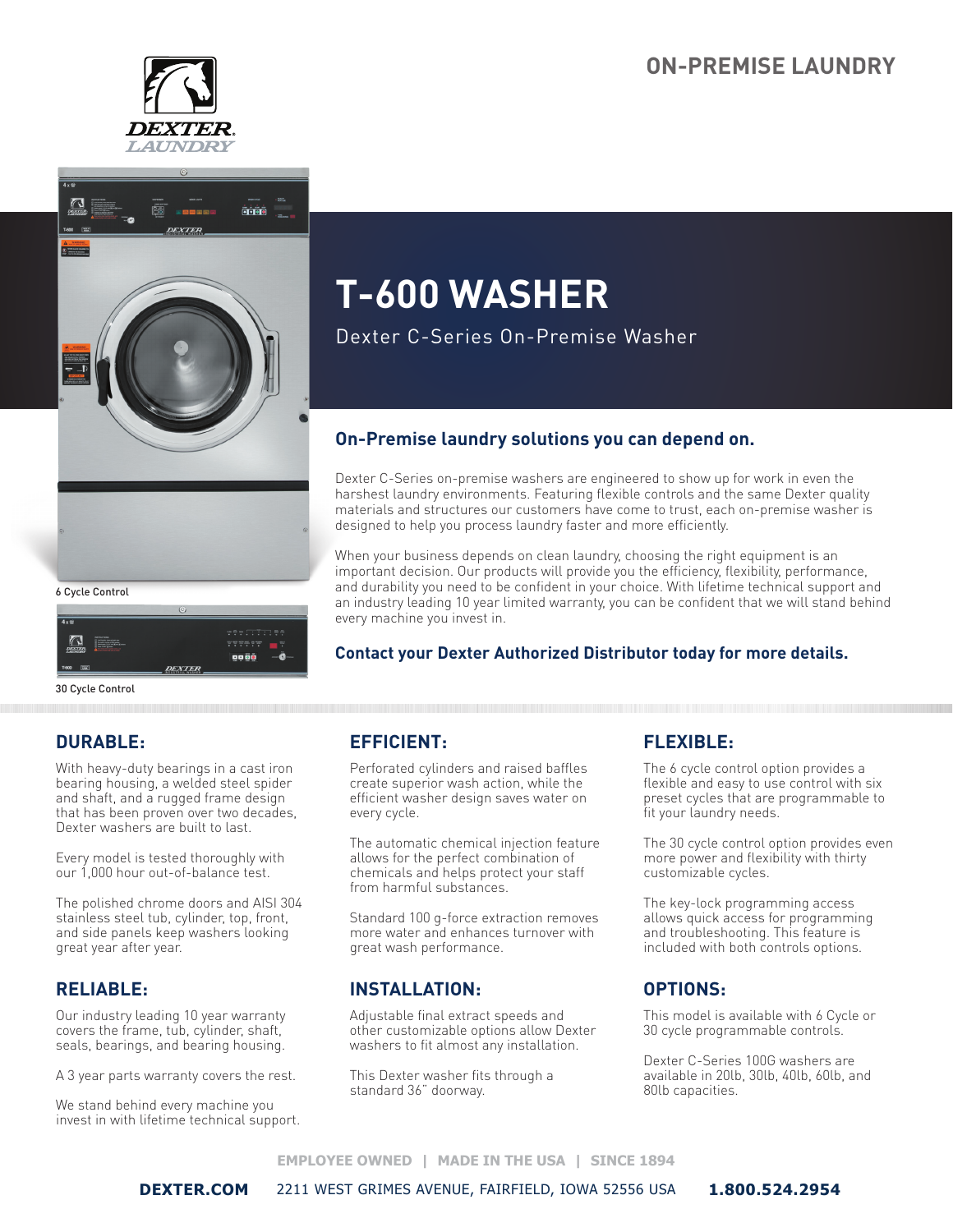ON-PREMISE LAUNDRY

# T-600 WASHER

Dexter C-Series On-Premise Washer

6 Cycle Control

30 Cycle Control

## On-Premise laundry solutions you can depend on.

Dexter C-Series on-premise washers are engineered to show up for work in even the harshest laundry environments. Featuring flexible controls and the same Dexter quality materials and structures our customers have come to trust, each on-premise washer is designed to help you process laundry faster and more efficiently.

When your business depends on clean laundry, choosing the right equipment is an important decision. Our products will provide you the efficiency, flexibility, performance, and durability you need to be confident in your choice. With lifetime technical support and an industry leading 10 year limited warranty, you can be confident that we will stand behind every machine you invest in.

**Contact your Dexter Authorized Distributor today for more details.**

## DURABLE:

With heavy-duty bearings in a cast iron bearing housing, a welded steel spider and shaft, and a rugged frame design that has been proven over two decades, Dexter washers are built to last.

Every model is tested thoroughly with our 1,000 hour out-of-balance test.

The polished chrome doors and AISI 304 stainless steel tub, cylinder, top, front, and side panels keep washers looking great year after year.

## RELIABLE:

Our industry leading 10 year warranty covers the frame, tub, cylinder, shaft, seals, bearings, and bearing housing.

A 3 year parts warranty covers the rest.

We stand behind every machine you invest in with lifetime technical support.

## EFFICIENT:

Perforated cylinders and raised baffles create superior wash action, while the efficient washer design saves water on every cycle.

The automatic chemical injection feature allows for the perfect combination of chemicals and helps protect your staff from harmful substances.

Standard 100 g-force extraction removes more water and enhances turnover with great wash performance.

## INSTALLATION:

Adjustable final extract speeds and other customizable options allow Dexter washers to fit almost any installation.

This Dexter washer fits through a standard 36" doorway.

## FLEXIBLE:

The 6 cycle control option provides a flexible and easy to use control with six preset cycles that are programmable to fit your laundry needs.

The 30 cycle control option provides even more power and flexibility with thirty customizable cycles.

The key-lock programming access allows quick access for programming and troubleshooting. This feature is included with both controls options.

## OPTIONS:

This model is available with 6 Cycle or 30 cycle programmable controls.

Dexter C-Series 100G washers are available in 20lb, 30lb, 40lb, 60lb, and 80lb capacities.

EMPLOYEE OWNED | MADE IN THE USA | SINCE 1894

**DEXTER.COM** 2211 WEST GRIMES AVENUE, FAIRFIELD, IOWA 52556 USA **1.800.524.2954**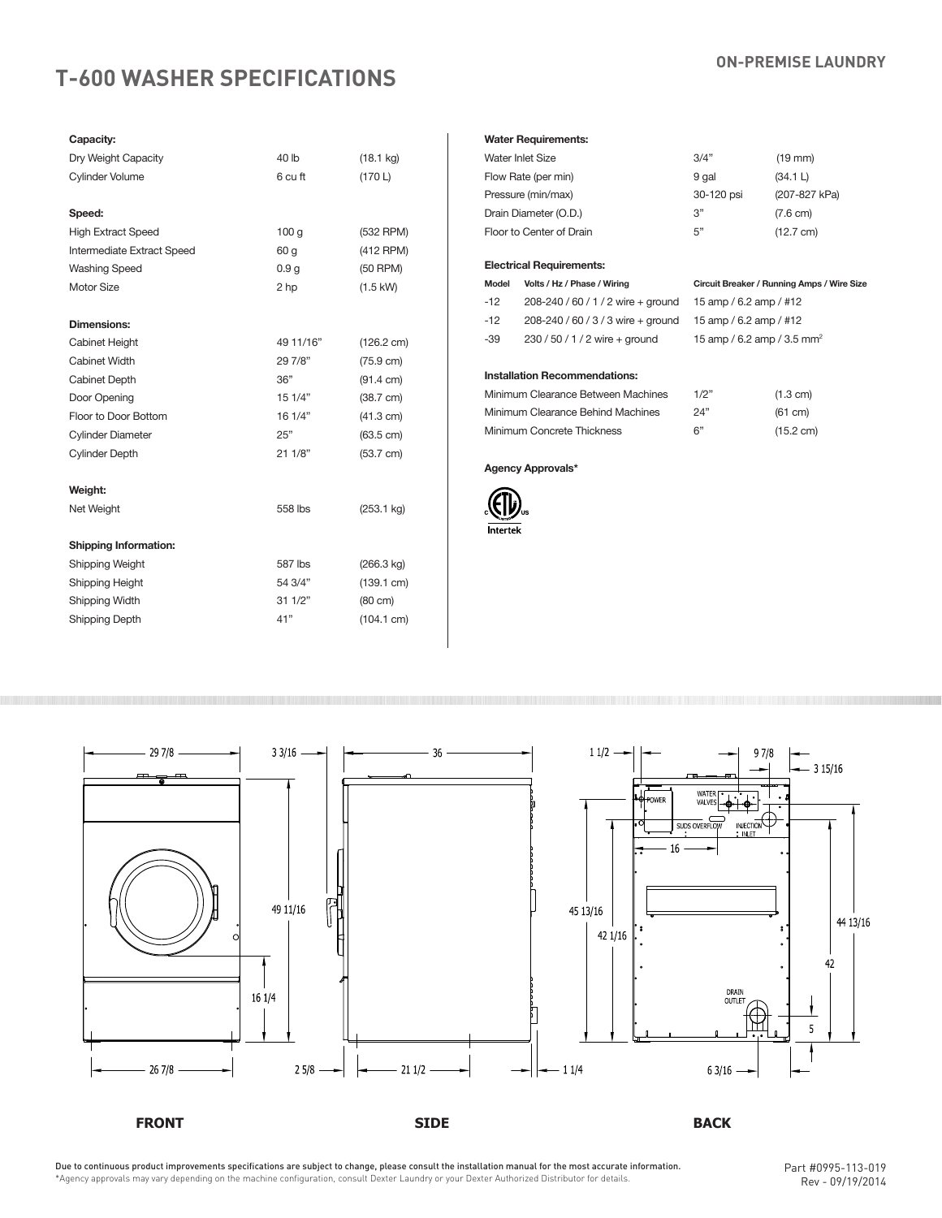ON-PREMISE LAUNDRY

# T-600 WASHER SPECIFICATIONS

| Capacity: | | |
|---|---|---|
| Dry Weight Capacity | 40 lb | (18.1 kg) |
| Cylinder Volume | 6 cu ft | (170 L) |

| Speed: | | |
|---|---|---|
| High Extract Speed | 100 g | (532 RPM) |
| Intermediate Extract Speed | 60 g | (412 RPM) |
| Washing Speed | 0.9 g | (50 RPM) |
| Motor Size | 2 hp | (1.5 kW) |

| Dimensions: | | |
|---|---|---|
| Cabinet Height | 49 11/16" | (126.2 cm) |
| Cabinet Width | 29 7/8" | (75.9 cm) |
| Cabinet Depth | 36" | (91.4 cm) |
| Door Opening | 15 1/4" | (38.7 cm) |
| Floor to Door Bottom | 16 1/4" | (41.3 cm) |
| Cylinder Diameter | 25" | (63.5 cm) |
| Cylinder Depth | 21 1/8" | (53.7 cm) |

| Weight: | | |
|---|---|---|
| Net Weight | 558 lbs | (253.1 kg) |

| Shipping Information: | | |
|---|---|---|
| Shipping Weight | 587 lbs | (266.3 kg) |
| Shipping Height | 54 3/4" | (139.1 cm) |
| Shipping Width | 31 1/2" | (80 cm) |
| Shipping Depth | 41" | (104.1 cm) |

| Water Requirements: | | |
|---|---|---|
| Water Inlet Size | 3/4" | (19 mm) |
| Flow Rate (per min) | 9 gal | (34.1 L) |
| Pressure (min/max) | 30-120 psi | (207-827 kPa) |
| Drain Diameter (O.D.) | 3" | (7.6 cm) |
| Floor to Center of Drain | 5" | (12.7 cm) |

**Electrical Requirements:**

| Model | Volts / Hz / Phase / Wiring | Circuit Breaker / Running Amps / Wire Size |
|---|---|---|
| -12 | 208-240 / 60 / 1 / 2 wire + ground | 15 amp / 6.2 amp / #12 |
| -12 | 208-240 / 60 / 3 / 3 wire + ground | 15 amp / 6.2 amp / #12 |
| -39 | 230 / 50 / 1 / 2 wire + ground | 15 amp / 6.2 amp / 3.5 $mm^2$ |

| Installation Recommendations: | | |
|---|---|---|
| Minimum Clearance Between Machines | 1/2" | (1.3 cm) |
| Minimum Clearance Behind Machines | 24" | (61 cm) |
| Minimum Concrete Thickness | 6" | (15.2 cm) |

**Agency Approvals***

Intertek

29 7/8
3 3/16
49 11/16
16 1/4
26 7/8
2 5/8

36
21 1/2
1 1/4

1 1/2
9 7/8
3 15/16
POWER
WATER VALVES
SUDS OVERFLOW
INJECTION INLET
16
45 13/16
42 1/16
44 13/16
42
DRAIN OUTLET
5
6 3/16

FRONT SIDE BACK

Due to continuous product improvements specifications are subject to change, please consult the installation manual for the most accurate information.
*Agency approvals may vary depending on the machine configuration, consult Dexter Laundry or your Dexter Authorized Distributor for details.

Part #0995-113-019
Rev - 09/19/2014